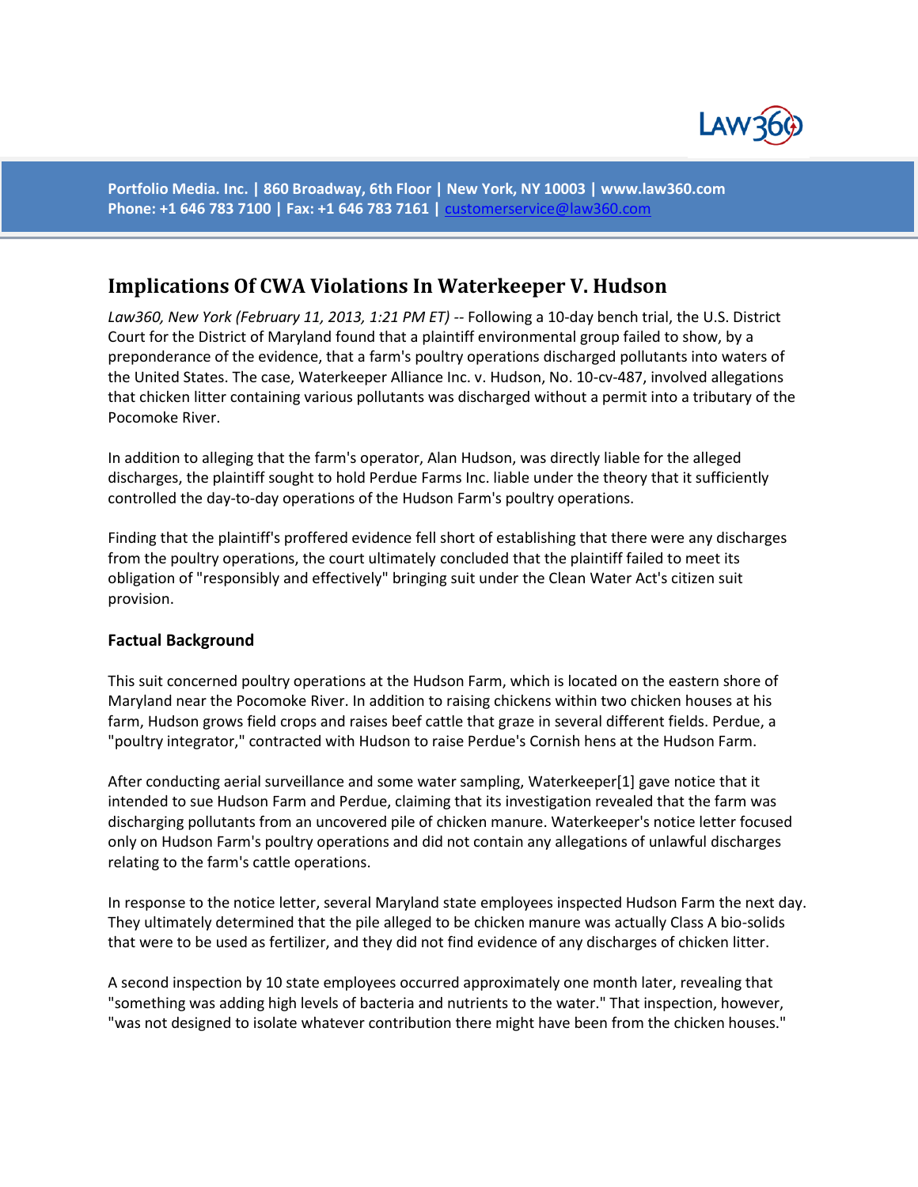Portfolio Media. Inc. | 860 Broadway, 6th Floor | New York, NY 10003 | www.law360.com
Phone: +1 646 783 7100 | Fax: +1 646 783 7161 | customerservice@law360.com

# Implications Of CWA Violations In Waterkeeper V. Hudson

*Law360, New York (February 11, 2013, 1:21 PM ET)* -- Following a 10-day bench trial, the U.S. District Court for the District of Maryland found that a plaintiff environmental group failed to show, by a preponderance of the evidence, that a farm's poultry operations discharged pollutants into waters of the United States. The case, Waterkeeper Alliance Inc. v. Hudson, No. 10-cv-487, involved allegations that chicken litter containing various pollutants was discharged without a permit into a tributary of the Pocomoke River.

In addition to alleging that the farm's operator, Alan Hudson, was directly liable for the alleged discharges, the plaintiff sought to hold Perdue Farms Inc. liable under the theory that it sufficiently controlled the day-to-day operations of the Hudson Farm's poultry operations.

Finding that the plaintiff's proffered evidence fell short of establishing that there were any discharges from the poultry operations, the court ultimately concluded that the plaintiff failed to meet its obligation of "responsibly and effectively" bringing suit under the Clean Water Act's citizen suit provision.

**Factual Background**

This suit concerned poultry operations at the Hudson Farm, which is located on the eastern shore of Maryland near the Pocomoke River. In addition to raising chickens within two chicken houses at his farm, Hudson grows field crops and raises beef cattle that graze in several different fields. Perdue, a "poultry integrator," contracted with Hudson to raise Perdue's Cornish hens at the Hudson Farm.

After conducting aerial surveillance and some water sampling, Waterkeeper[1] gave notice that it intended to sue Hudson Farm and Perdue, claiming that its investigation revealed that the farm was discharging pollutants from an uncovered pile of chicken manure. Waterkeeper's notice letter focused only on Hudson Farm's poultry operations and did not contain any allegations of unlawful discharges relating to the farm's cattle operations.

In response to the notice letter, several Maryland state employees inspected Hudson Farm the next day. They ultimately determined that the pile alleged to be chicken manure was actually Class A bio-solids that were to be used as fertilizer, and they did not find evidence of any discharges of chicken litter.

A second inspection by 10 state employees occurred approximately one month later, revealing that "something was adding high levels of bacteria and nutrients to the water." That inspection, however, "was not designed to isolate whatever contribution there might have been from the chicken houses."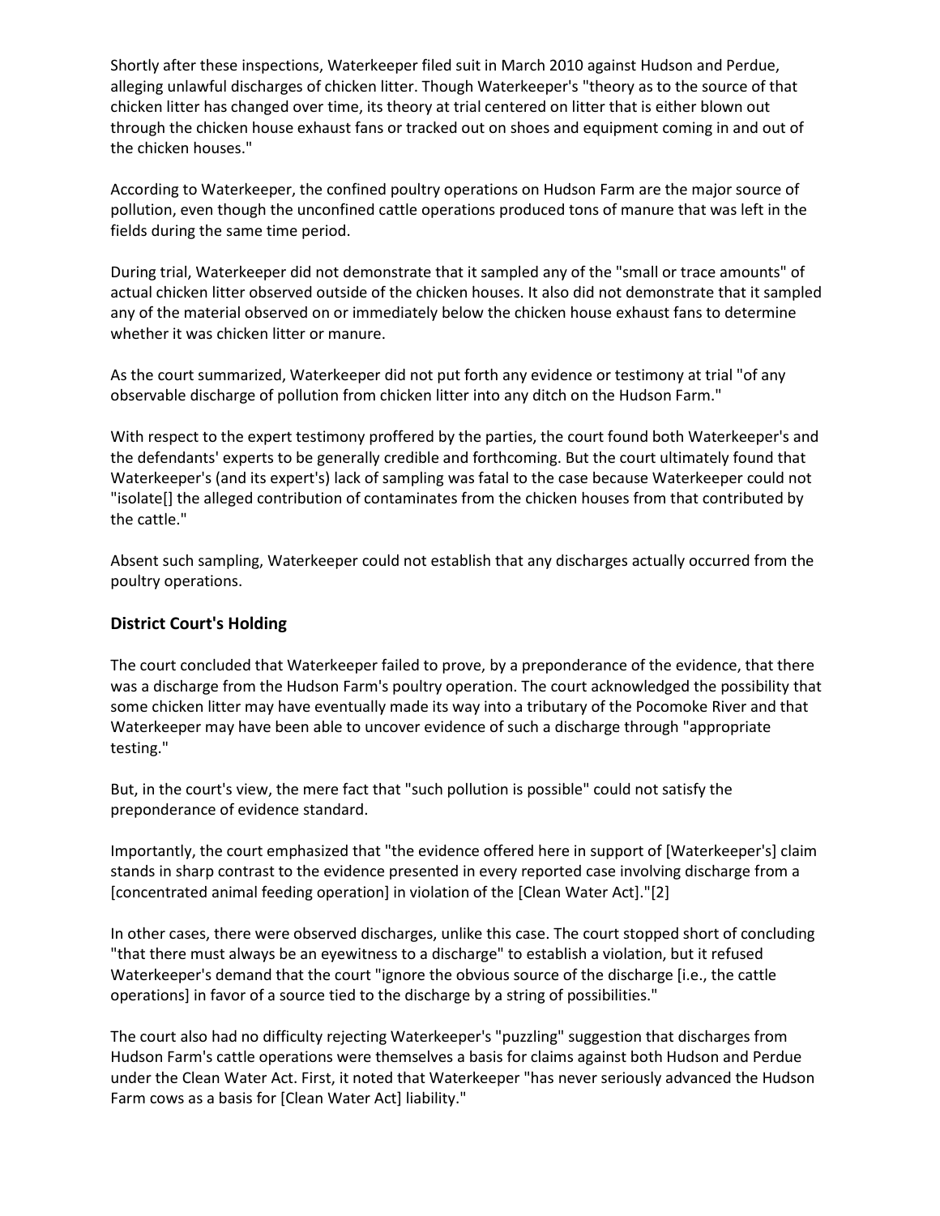Shortly after these inspections, Waterkeeper filed suit in March 2010 against Hudson and Perdue, alleging unlawful discharges of chicken litter. Though Waterkeeper's "theory as to the source of that chicken litter has changed over time, its theory at trial centered on litter that is either blown out through the chicken house exhaust fans or tracked out on shoes and equipment coming in and out of the chicken houses."

According to Waterkeeper, the confined poultry operations on Hudson Farm are the major source of pollution, even though the unconfined cattle operations produced tons of manure that was left in the fields during the same time period.

During trial, Waterkeeper did not demonstrate that it sampled any of the "small or trace amounts" of actual chicken litter observed outside of the chicken houses. It also did not demonstrate that it sampled any of the material observed on or immediately below the chicken house exhaust fans to determine whether it was chicken litter or manure.

As the court summarized, Waterkeeper did not put forth any evidence or testimony at trial "of any observable discharge of pollution from chicken litter into any ditch on the Hudson Farm."

With respect to the expert testimony proffered by the parties, the court found both Waterkeeper's and the defendants' experts to be generally credible and forthcoming. But the court ultimately found that Waterkeeper's (and its expert's) lack of sampling was fatal to the case because Waterkeeper could not "isolate[] the alleged contribution of contaminates from the chicken houses from that contributed by the cattle."

Absent such sampling, Waterkeeper could not establish that any discharges actually occurred from the poultry operations.

## District Court's Holding

The court concluded that Waterkeeper failed to prove, by a preponderance of the evidence, that there was a discharge from the Hudson Farm's poultry operation. The court acknowledged the possibility that some chicken litter may have eventually made its way into a tributary of the Pocomoke River and that Waterkeeper may have been able to uncover evidence of such a discharge through "appropriate testing."

But, in the court's view, the mere fact that "such pollution is possible" could not satisfy the preponderance of evidence standard.

Importantly, the court emphasized that "the evidence offered here in support of [Waterkeeper's] claim stands in sharp contrast to the evidence presented in every reported case involving discharge from a [concentrated animal feeding operation] in violation of the [Clean Water Act]."[2]

In other cases, there were observed discharges, unlike this case. The court stopped short of concluding "that there must always be an eyewitness to a discharge" to establish a violation, but it refused Waterkeeper's demand that the court "ignore the obvious source of the discharge [i.e., the cattle operations] in favor of a source tied to the discharge by a string of possibilities."

The court also had no difficulty rejecting Waterkeeper's "puzzling" suggestion that discharges from Hudson Farm's cattle operations were themselves a basis for claims against both Hudson and Perdue under the Clean Water Act. First, it noted that Waterkeeper "has never seriously advanced the Hudson Farm cows as a basis for [Clean Water Act] liability."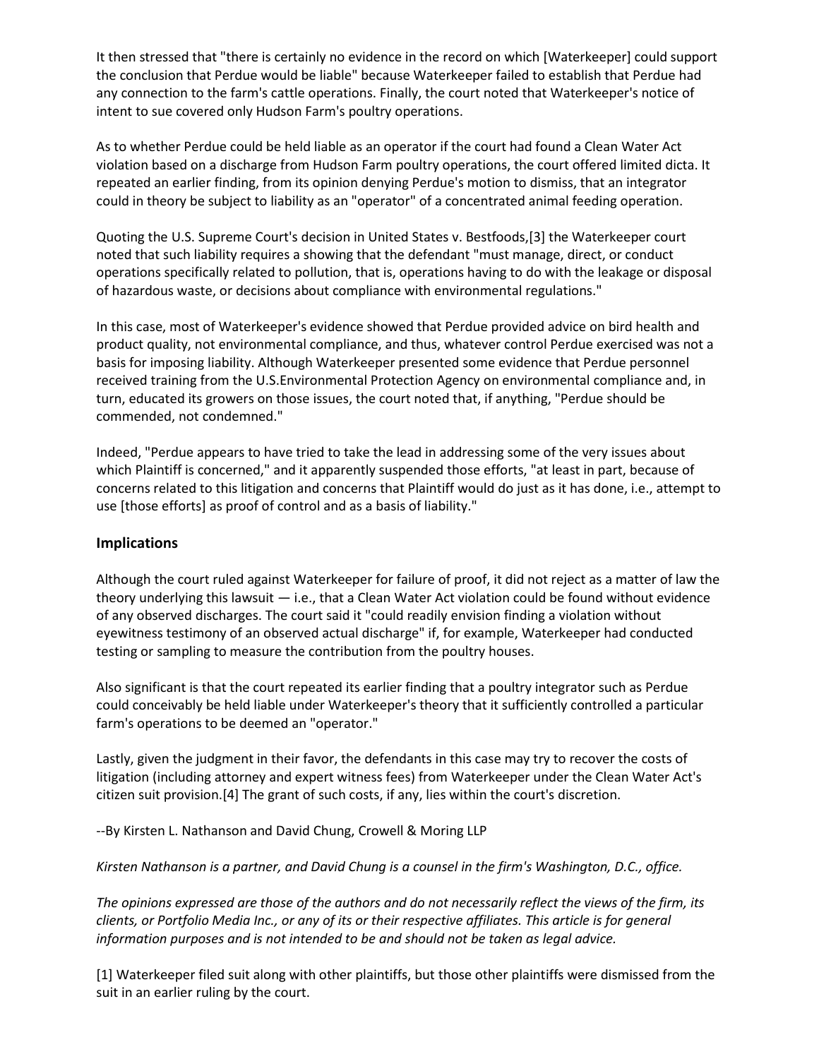It then stressed that "there is certainly no evidence in the record on which [Waterkeeper] could support the conclusion that Perdue would be liable" because Waterkeeper failed to establish that Perdue had any connection to the farm's cattle operations. Finally, the court noted that Waterkeeper's notice of intent to sue covered only Hudson Farm's poultry operations.

As to whether Perdue could be held liable as an operator if the court had found a Clean Water Act violation based on a discharge from Hudson Farm poultry operations, the court offered limited dicta. It repeated an earlier finding, from its opinion denying Perdue's motion to dismiss, that an integrator could in theory be subject to liability as an "operator" of a concentrated animal feeding operation.

Quoting the U.S. Supreme Court's decision in United States v. Bestfoods,[3] the Waterkeeper court noted that such liability requires a showing that the defendant "must manage, direct, or conduct operations specifically related to pollution, that is, operations having to do with the leakage or disposal of hazardous waste, or decisions about compliance with environmental regulations."

In this case, most of Waterkeeper's evidence showed that Perdue provided advice on bird health and product quality, not environmental compliance, and thus, whatever control Perdue exercised was not a basis for imposing liability. Although Waterkeeper presented some evidence that Perdue personnel received training from the U.S.Environmental Protection Agency on environmental compliance and, in turn, educated its growers on those issues, the court noted that, if anything, "Perdue should be commended, not condemned."

Indeed, "Perdue appears to have tried to take the lead in addressing some of the very issues about which Plaintiff is concerned," and it apparently suspended those efforts, "at least in part, because of concerns related to this litigation and concerns that Plaintiff would do just as it has done, i.e., attempt to use [those efforts] as proof of control and as a basis of liability."

## Implications

Although the court ruled against Waterkeeper for failure of proof, it did not reject as a matter of law the theory underlying this lawsuit — i.e., that a Clean Water Act violation could be found without evidence of any observed discharges. The court said it "could readily envision finding a violation without eyewitness testimony of an observed actual discharge" if, for example, Waterkeeper had conducted testing or sampling to measure the contribution from the poultry houses.

Also significant is that the court repeated its earlier finding that a poultry integrator such as Perdue could conceivably be held liable under Waterkeeper's theory that it sufficiently controlled a particular farm's operations to be deemed an "operator."

Lastly, given the judgment in their favor, the defendants in this case may try to recover the costs of litigation (including attorney and expert witness fees) from Waterkeeper under the Clean Water Act's citizen suit provision.[4] The grant of such costs, if any, lies within the court's discretion.

--By Kirsten L. Nathanson and David Chung, Crowell & Moring LLP

*Kirsten Nathanson is a partner, and David Chung is a counsel in the firm's Washington, D.C., office.*

*The opinions expressed are those of the authors and do not necessarily reflect the views of the firm, its clients, or Portfolio Media Inc., or any of its or their respective affiliates. This article is for general information purposes and is not intended to be and should not be taken as legal advice.*

[1] Waterkeeper filed suit along with other plaintiffs, but those other plaintiffs were dismissed from the suit in an earlier ruling by the court.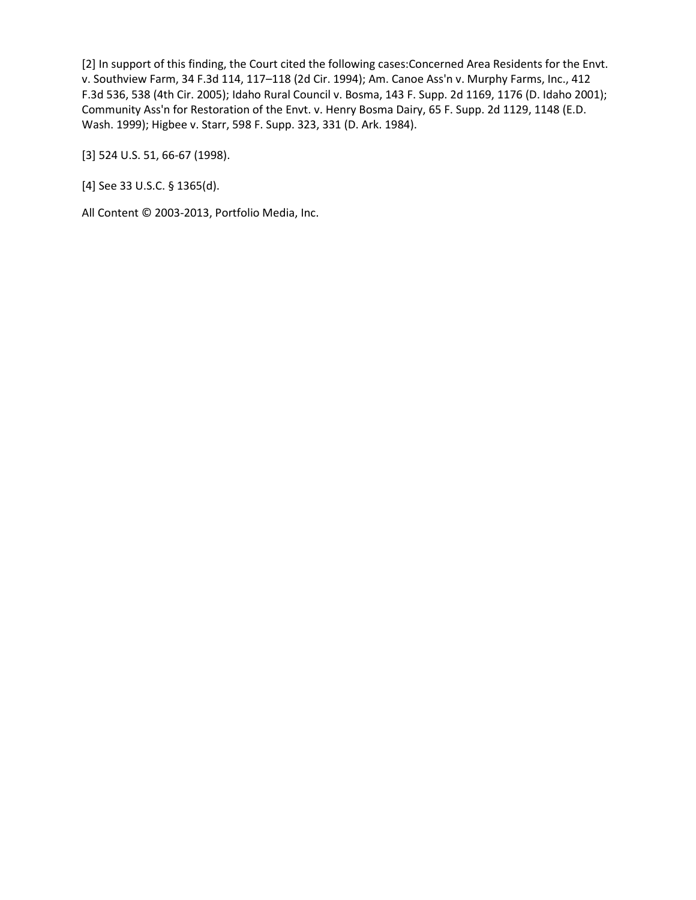[2] In support of this finding, the Court cited the following cases:Concerned Area Residents for the Envt. v. Southview Farm, 34 F.3d 114, 117–118 (2d Cir. 1994); Am. Canoe Ass'n v. Murphy Farms, Inc., 412 F.3d 536, 538 (4th Cir. 2005); Idaho Rural Council v. Bosma, 143 F. Supp. 2d 1169, 1176 (D. Idaho 2001); Community Ass'n for Restoration of the Envt. v. Henry Bosma Dairy, 65 F. Supp. 2d 1129, 1148 (E.D. Wash. 1999); Higbee v. Starr, 598 F. Supp. 323, 331 (D. Ark. 1984).

[3] 524 U.S. 51, 66-67 (1998).

[4] See 33 U.S.C. § 1365(d).

All Content © 2003-2013, Portfolio Media, Inc.